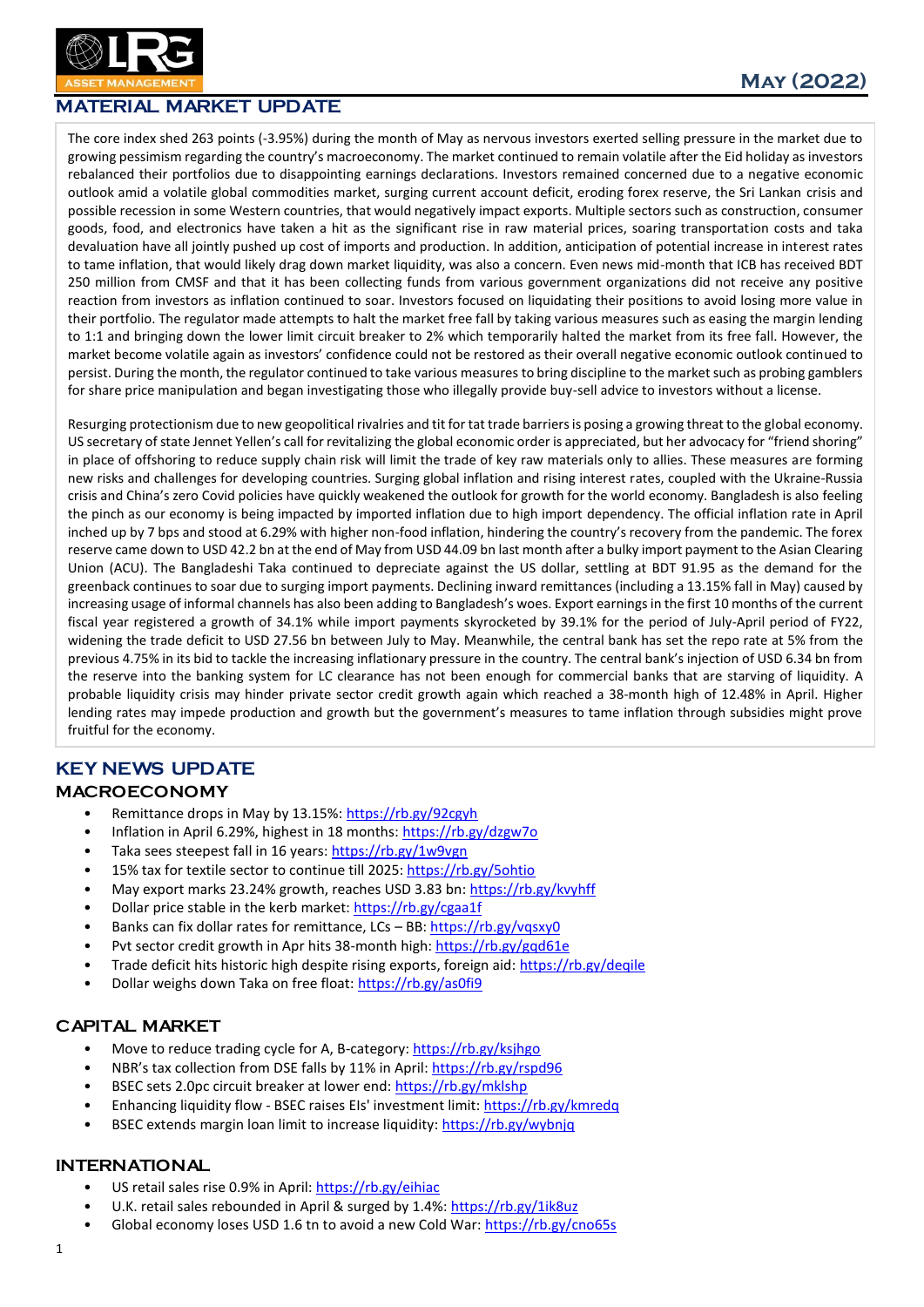# MAY (2022)

## MATERIAL MARKET UPDATE

The core index shed 263 points (-3.95%) during the month of May as nervous investors exerted selling pressure in the market due to growing pessimism regarding the country's macroeconomy. The market continued to remain volatile after the Eid holiday as investors rebalanced their portfolios due to disappointing earnings declarations. Investors remained concerned due to a negative economic outlook amid a volatile global commodities market, surging current account deficit, eroding forex reserve, the Sri Lankan crisis and possible recession in some Western countries, that would negatively impact exports. Multiple sectors such as construction, consumer goods, food, and electronics have taken a hit as the significant rise in raw material prices, soaring transportation costs and taka devaluation have all jointly pushed up cost of imports and production. In addition, anticipation of potential increase in interest rates to tame inflation, that would likely drag down market liquidity, was also a concern. Even news mid-month that ICB has received BDT 250 million from CMSF and that it has been collecting funds from various government organizations did not receive any positive reaction from investors as inflation continued to soar. Investors focused on liquidating their positions to avoid losing more value in their portfolio. The regulator made attempts to halt the market free fall by taking various measures such as easing the margin lending to 1:1 and bringing down the lower limit circuit breaker to 2% which temporarily halted the market from its free fall. However, the market become volatile again as investors' confidence could not be restored as their overall negative economic outlook continued to persist. During the month, the regulator continued to take various measures to bring discipline to the market such as probing gamblers for share price manipulation and began investigating those who illegally provide buy-sell advice to investors without a license.

Resurging protectionism due to new geopolitical rivalries and tit for tat trade barriers is posing a growing threat to the global economy. US secretary of state Jennet Yellen's call for revitalizing the global economic order is appreciated, but her advocacy for "friend shoring" in place of offshoring to reduce supply chain risk will limit the trade of key raw materials only to allies. These measures are forming new risks and challenges for developing countries. Surging global inflation and rising interest rates, coupled with the Ukraine-Russia crisis and China's zero Covid policies have quickly weakened the outlook for growth for the world economy. Bangladesh is also feeling the pinch as our economy is being impacted by imported inflation due to high import dependency. The official inflation rate in April inched up by 7 bps and stood at 6.29% with higher non-food inflation, hindering the country's recovery from the pandemic. The forex reserve came down to USD 42.2 bn at the end of May from USD 44.09 bn last month after a bulky import payment to the Asian Clearing Union (ACU). The Bangladeshi Taka continued to depreciate against the US dollar, settling at BDT 91.95 as the demand for the greenback continues to soar due to surging import payments. Declining inward remittances (including a 13.15% fall in May) caused by increasing usage of informal channels has also been adding to Bangladesh's woes. Export earnings in the first 10 months of the current fiscal year registered a growth of 34.1% while import payments skyrocketed by 39.1% for the period of July-April period of FY22, widening the trade deficit to USD 27.56 bn between July to May. Meanwhile, the central bank has set the repo rate at 5% from the previous 4.75% in its bid to tackle the increasing inflationary pressure in the country. The central bank's injection of USD 6.34 bn from the reserve into the banking system for LC clearance has not been enough for commercial banks that are starving of liquidity. A probable liquidity crisis may hinder private sector credit growth again which reached a 38-month high of 12.48% in April. Higher lending rates may impede production and growth but the government's measures to tame inflation through subsidies might prove fruitful for the economy.

## KEY NEWS UPDATE

### MACROECONOMY

- Remittance drops in May by 13.15%: https://rb.gy/92cgyh
- Inflation in April 6.29%, highest in 18 months: https://rb.gy/dzgw7o
- Taka sees steepest fall in 16 years: https://rb.gy/1w9vgn
- 15% tax for textile sector to continue till 2025: https://rb.gy/5ohtio
- May export marks 23.24% growth, reaches USD 3.83 bn: https://rb.gy/kvyhff
- Dollar price stable in the kerb market: https://rb.gy/cgaa1f
- Banks can fix dollar rates for remittance, LCs – BB: https://rb.gy/vqsxy0
- Pvt sector credit growth in Apr hits 38-month high: https://rb.gy/gqd61e
- Trade deficit hits historic high despite rising exports, foreign aid: https://rb.gy/deqile
- Dollar weighs down Taka on free float: https://rb.gy/as0fi9

### CAPITAL MARKET

- Move to reduce trading cycle for A, B-category: https://rb.gy/ksjhgo
- NBR's tax collection from DSE falls by 11% in April: https://rb.gy/rspd96
- BSEC sets 2.0pc circuit breaker at lower end: https://rb.gy/mklshp
- Enhancing liquidity flow - BSEC raises EIs' investment limit: https://rb.gy/kmredq
- BSEC extends margin loan limit to increase liquidity: https://rb.gy/wybnjq

### INTERNATIONAL

- US retail sales rise 0.9% in April: https://rb.gy/eihiac
- U.K. retail sales rebounded in April & surged by 1.4%: https://rb.gy/1ik8uz
- Global economy loses USD 1.6 tn to avoid a new Cold War: https://rb.gy/cno65s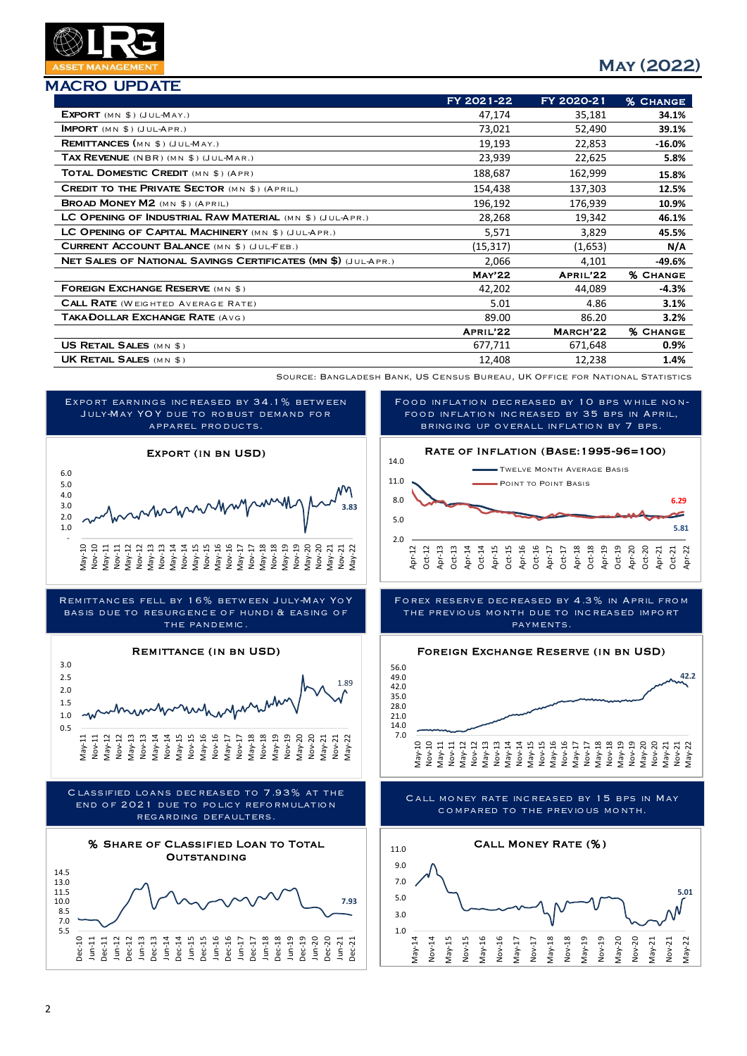# MACRO UPDATE

| | FY 2021-22 | FY 2020-21 | % CHANGE |
|---|---|---|---|
| **EXPORT** (MN $) (JUL-MAY.) | 47,174 | 35,181 | **34.1%** |
| **IMPORT** (MN $) (JUL-APR.) | 73,021 | 52,490 | **39.1%** |
| **REMITTANCES** (MN $) (JUL-MAY.) | 19,193 | 22,853 | **-16.0%** |
| **TAX REVENUE** (NBR) (MN $) (JUL-MAR.) | 23,939 | 22,625 | **5.8%** |
| **TOTAL DOMESTIC CREDIT** (MN $) (APR) | 188,687 | 162,999 | **15.8%** |
| **CREDIT TO THE PRIVATE SECTOR** (MN $) (APRIL) | 154,438 | 137,303 | **12.5%** |
| **BROAD MONEY M2** (MN $) (APRIL) | 196,192 | 176,939 | **10.9%** |
| **LC OPENING OF INDUSTRIAL RAW MATERIAL** (MN $) (JUL-APR.) | 28,268 | 19,342 | **46.1%** |
| **LC OPENING OF CAPITAL MACHINERY** (MN $) (JUL-APR.) | 5,571 | 3,829 | **45.5%** |
| **CURRENT ACCOUNT BALANCE** (MN $) (JUL-FEB.) | (15,317) | (1,653) | **N/A** |
| **NET SALES OF NATIONAL SAVINGS CERTIFICATES (MN $)** (JUL-APR.) | 2,066 | 4,101 | **-49.6%** |
| | **MAY'22** | **APRIL'22** | **% CHANGE** |
| **FOREIGN EXCHANGE RESERVE** (MN $) | 42,202 | 44,089 | **-4.3%** |
| **CALL RATE** (WEIGHTED AVERAGE RATE) | 5.01 | 4.86 | **3.1%** |
| **TAKA-DOLLAR EXCHANGE RATE** (AVG) | 89.00 | 86.20 | **3.2%** |
| | **APRIL'22** | **MARCH'22** | **% CHANGE** |
| **US RETAIL SALES** (MN $) | 677,711 | 671,648 | **0.9%** |
| **UK RETAIL SALES** (MN $) | 12,408 | 12,238 | **1.4%** |

SOURCE: BANGLADESH BANK, US CENSUS BUREAU, UK OFFICE FOR NATIONAL STATISTICS

EXPORT EARNINGS INCREASED BY 34.1% BETWEEN JULY-MAY YOY DUE TO ROBUST DEMAND FOR APPAREL PRODUCTS.

**EXPORT (IN BN USD)**

FOOD INFLATION DECREASED BY 10 BPS WHILE NON-FOOD INFLATION INCREASED BY 35 BPS IN APRIL, BRINGING UP OVERALL INFLATION BY 7 BPS.

**RATE OF INFLATION (BASE:1995-96=100)**

REMITTANCES FELL BY 16% BETWEEN JULY-MAY YOY BASIS DUE TO RESURGENCE OF HUNDI & EASING OF THE PANDEMIC.

**REMITTANCE (IN BN USD)**

FOREX RESERVE DECREASED BY 4.3% IN APRIL FROM THE PREVIOUS MONTH DUE TO INCREASED IMPORT PAYMENTS.

**FOREIGN EXCHANGE RESERVE (IN BN USD)**

CLASSIFIED LOANS DECREASED TO 7.93% AT THE END OF 2021 DUE TO POLICY REFORMULATION REGARDING DEFAULTERS.

**% SHARE OF CLASSIFIED LOAN TO TOTAL OUTSTANDING**

CALL MONEY RATE INCREASED BY 15 BPS IN MAY COMPARED TO THE PREVIOUS MONTH.

**CALL MONEY RATE (%)**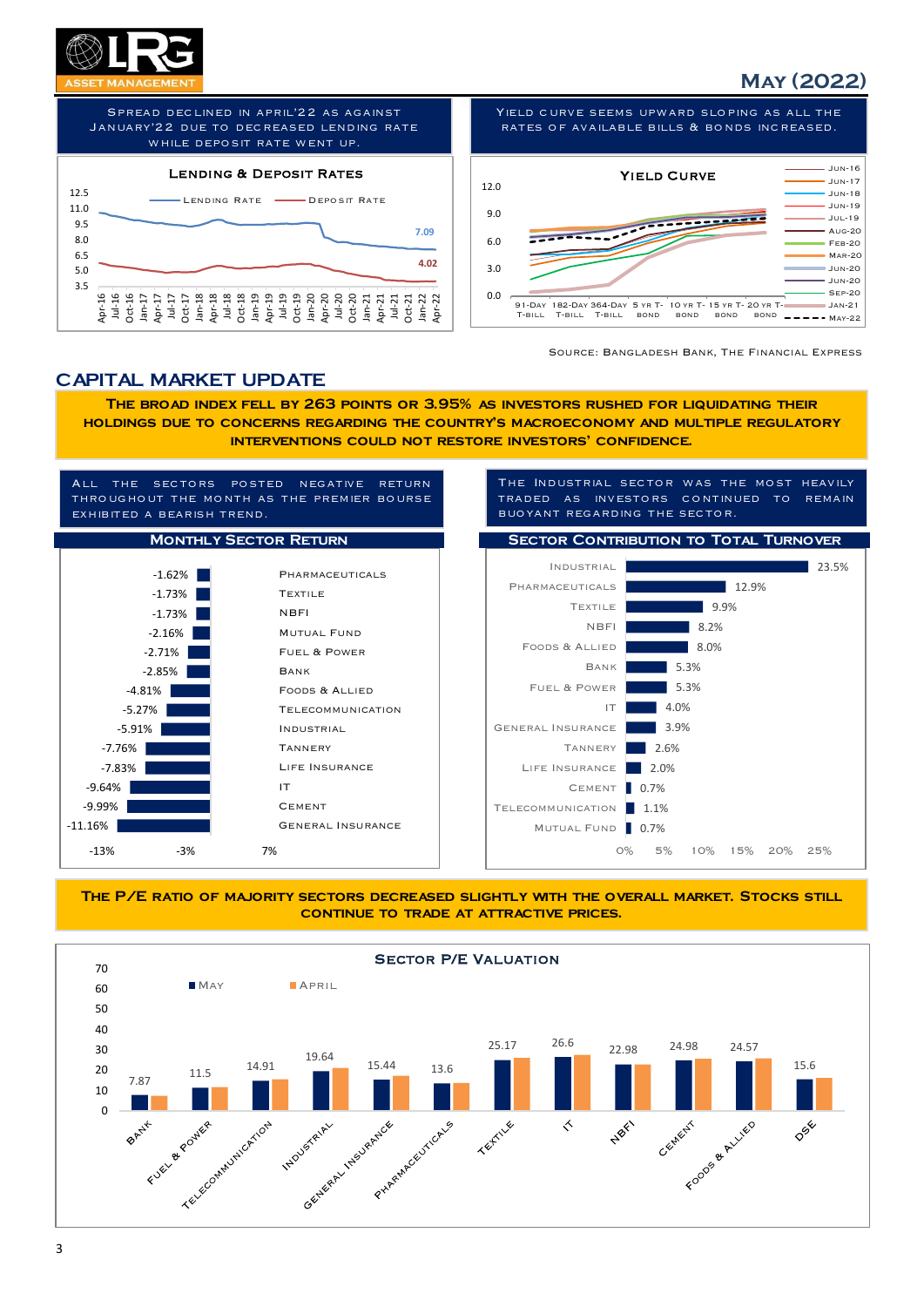# May (2022)

Spread declined in April'22 as against January'22 due to decreased lending rate while deposit rate went up.

**Lending & Deposit Rates**

Lending Rate: 7.09
Deposit Rate: 4.02

Yield curve seems upward sloping as all the rates of available bills & bonds increased.

**Yield Curve**

Source: Bangladesh Bank, The Financial Express

## CAPITAL MARKET UPDATE

**The broad index fell by 263 points or 3.95% as investors rushed for liquidating their holdings due to concerns regarding the country's macroeconomy and multiple regulatory interventions could not restore investors' confidence.**

All the sectors posted negative return throughout the month as the premier bourse exhibited a bearish trend.

**Monthly Sector Return**

| Sector | Return |
|---|---|
| Pharmaceuticals | -1.62% |
| Textile | -1.73% |
| NBFI | -1.73% |
| Mutual Fund | -2.16% |
| Fuel & Power | -2.71% |
| Bank | -2.85% |
| Foods & Allied | -4.81% |
| Telecommunication | -5.27% |
| Industrial | -5.91% |
| Tannery | -7.76% |
| Life Insurance | -7.83% |
| IT | -9.64% |
| Cement | -9.99% |
| General Insurance | -11.16% |

The Industrial sector was the most heavily traded as investors continued to remain buoyant regarding the sector.

**Sector Contribution to Total Turnover**

| Sector | Contribution |
|---|---|
| Industrial | 23.5% |
| Pharmaceuticals | 12.9% |
| Textile | 9.9% |
| NBFI | 8.2% |
| Foods & Allied | 8.0% |
| Bank | 5.3% |
| Fuel & Power | 5.3% |
| IT | 4.0% |
| General Insurance | 3.9% |
| Tannery | 2.6% |
| Life Insurance | 2.0% |
| Cement | 0.7% |
| Telecommunication | 1.1% |
| Mutual Fund | 0.7% |

**The P/E ratio of majority sectors decreased slightly with the overall market. Stocks still continue to trade at attractive prices.**

**Sector P/E Valuation**

| Sector | May |
|---|---|
| Bank | 7.87 |
| Fuel & Power | 11.5 |
| Telecommunication | 14.91 |
| Industrial | 19.64 |
| General Insurance | 15.44 |
| Pharmaceuticals | 13.6 |
| Textile | 25.17 |
| IT | 26.6 |
| NBFI | 22.98 |
| Cement | 24.98 |
| Foods & Allied | 24.57 |
| DSE | 15.6 |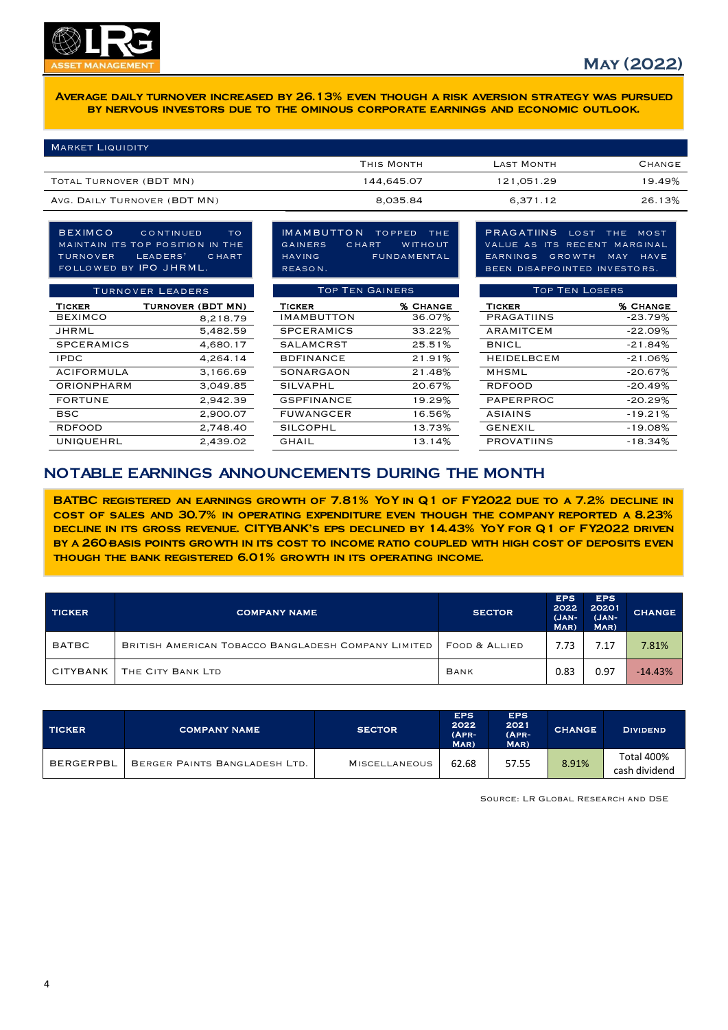**Average daily turnover increased by 26.13% even though a risk aversion strategy was pursued by nervous investors due to the ominous corporate earnings and economic outlook.**

## Market Liquidity

| | This Month | Last Month | Change |
|---|---|---|---|
| Total Turnover (BDT MN) | 144,645.07 | 121,051.29 | 19.49% |
| Avg. Daily Turnover (BDT MN) | 8,035.84 | 6,371.12 | 26.13% |

BEXIMCO continued to maintain its top position in the turnover leaders' chart followed by IPO JHRML.

| Turnover Leaders | |
|---|---|
| **Ticker** | **Turnover (BDT MN)** |
| BEXIMCO | 8,218.79 |
| JHRML | 5,482.59 |
| SPCERAMICS | 4,680.17 |
| IPDC | 4,264.14 |
| ACIFORMULA | 3,166.69 |
| ORIONPHARM | 3,049.85 |
| FORTUNE | 2,942.39 |
| BSC | 2,900.07 |
| RDFOOD | 2,748.40 |
| UNIQUEHRL | 2,439.02 |

IMAMBUTTON topped the gainers chart without having fundamental reason.

| Top Ten Gainers | |
|---|---|
| **Ticker** | **% Change** |
| IMAMBUTTON | 36.07% |
| SPCERAMICS | 33.22% |
| SALAMCRST | 25.51% |
| BDFINANCE | 21.91% |
| SONARGAON | 21.48% |
| SILVAPHL | 20.67% |
| GSPFINANCE | 19.29% |
| FUWANGCER | 16.56% |
| SILCOPHL | 13.73% |
| GHAIL | 13.14% |

PRAGATIINS lost the most value as its recent marginal earnings growth may have been disappointed investors.

| Top Ten Losers | |
|---|---|
| **Ticker** | **% Change** |
| PRAGATIINS | -23.79% |
| ARAMITCEM | -22.09% |
| BNICL | -21.84% |
| HEIDELBCEM | -21.06% |
| MHSML | -20.67% |
| RDFOOD | -20.49% |
| PAPERPROC | -20.29% |
| ASIAINS | -19.21% |
| GENEXIL | -19.08% |
| PROVATIINS | -18.34% |

## NOTABLE EARNINGS ANNOUNCEMENTS DURING THE MONTH

**BATBC registered an earnings growth of 7.81% YoY in Q1 of FY2022 due to a 7.2% decline in cost of sales and 30.7% in operating expenditure even though the company reported a 8.23% decline in its gross revenue. CITYBANK's EPS declined by 14.43% YoY for Q1 of FY2022 driven by a 260 basis points growth in its cost to income ratio coupled with high cost of deposits even though the bank registered 6.01% growth in its operating income.**

| Ticker | Company Name | Sector | EPS 2022 (Jan-Mar) | EPS 20201 (Jan-Mar) | Change |
|---|---|---|---|---|---|
| BATBC | British American Tobacco Bangladesh Company Limited | Food & Allied | 7.73 | 7.17 | 7.81% |
| CITYBANK | The City Bank Ltd | Bank | 0.83 | 0.97 | -14.43% |

| Ticker | Company Name | Sector | EPS 2022 (Apr-Mar) | EPS 2021 (Apr-Mar) | Change | Dividend |
|---|---|---|---|---|---|---|
| BERGERPBL | Berger Paints Bangladesh Ltd. | Miscellaneous | 62.68 | 57.55 | 8.91% | Total 400% cash dividend |

Source: LR Global Research and DSE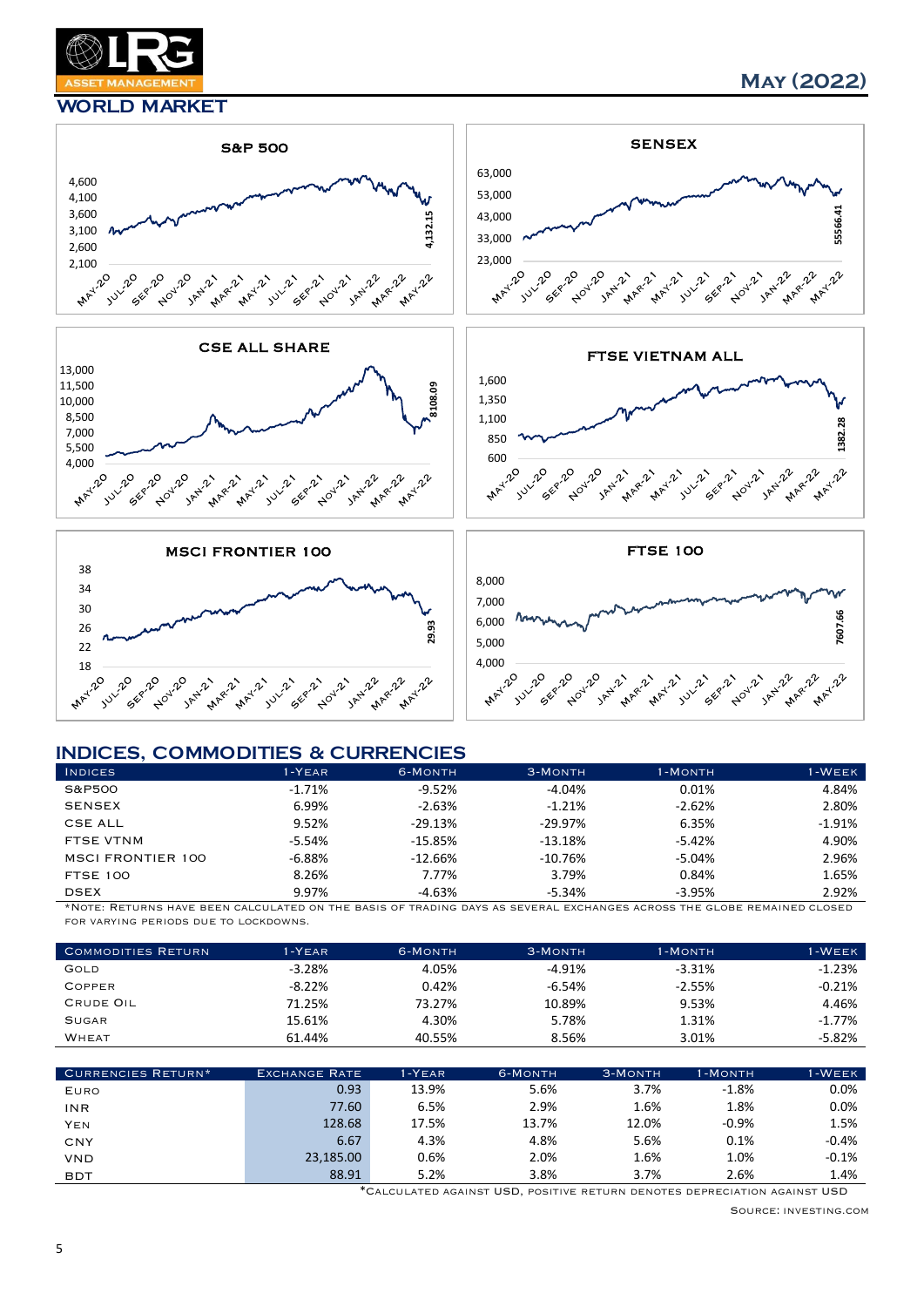# WORLD MARKET

May (2022)

## INDICES, COMMODITIES & CURRENCIES

| Indices | 1-Year | 6-Month | 3-Month | 1-Month | 1-Week |
|---|---|---|---|---|---|
| S&P500 | -1.71% | -9.52% | -4.04% | 0.01% | 4.84% |
| SENSEX | 6.99% | -2.63% | -1.21% | -2.62% | 2.80% |
| CSE ALL | 9.52% | -29.13% | -29.97% | 6.35% | -1.91% |
| FTSE VTNM | -5.54% | -15.85% | -13.18% | -5.42% | 4.90% |
| MSCI FRONTIER 100 | -6.88% | -12.66% | -10.76% | -5.04% | 2.96% |
| FTSE 100 | 8.26% | 7.77% | 3.79% | 0.84% | 1.65% |
| DSEX | 9.97% | -4.63% | -5.34% | -3.95% | 2.92% |

*Note: Returns have been calculated on the basis of trading days as several exchanges across the globe remained closed for varying periods due to lockdowns.

| Commodities Return | 1-Year | 6-Month | 3-Month | 1-Month | 1-Week |
|---|---|---|---|---|---|
| Gold | -3.28% | 4.05% | -4.91% | -3.31% | -1.23% |
| Copper | -8.22% | 0.42% | -6.54% | -2.55% | -0.21% |
| Crude Oil | 71.25% | 73.27% | 10.89% | 9.53% | 4.46% |
| Sugar | 15.61% | 4.30% | 5.78% | 1.31% | -1.77% |
| Wheat | 61.44% | 40.55% | 8.56% | 3.01% | -5.82% |

| Currencies Return* | Exchange Rate | 1-Year | 6-Month | 3-Month | 1-Month | 1-Week |
|---|---|---|---|---|---|---|
| Euro | 0.93 | 13.9% | 5.6% | 3.7% | -1.8% | 0.0% |
| INR | 77.60 | 6.5% | 2.9% | 1.6% | 1.8% | 0.0% |
| Yen | 128.68 | 17.5% | 13.7% | 12.0% | -0.9% | 1.5% |
| CNY | 6.67 | 4.3% | 4.8% | 5.6% | 0.1% | -0.4% |
| VND | 23,185.00 | 0.6% | 2.0% | 1.6% | 1.0% | -0.1% |
| BDT | 88.91 | 5.2% | 3.8% | 3.7% | 2.6% | 1.4% |

*Calculated against USD, positive return denotes depreciation against USD

Source: investing.com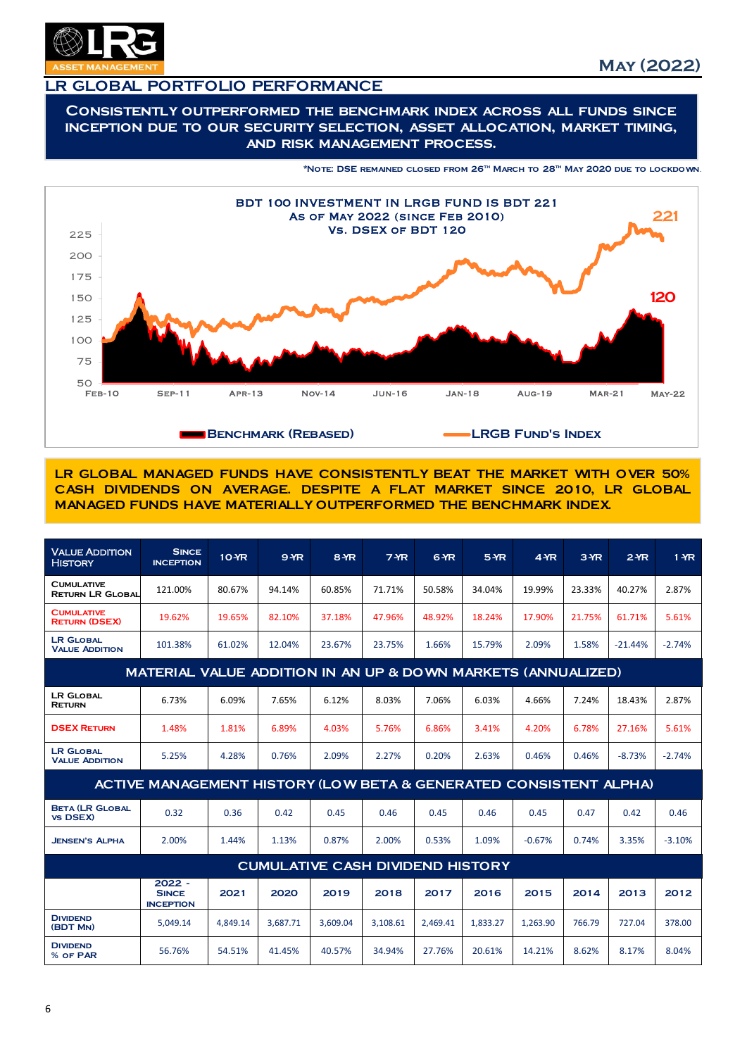**May (2022)**

## LR GLOBAL PORTFOLIO PERFORMANCE

**CONSISTENTLY OUTPERFORMED THE BENCHMARK INDEX ACROSS ALL FUNDS SINCE INCEPTION DUE TO OUR SECURITY SELECTION, ASSET ALLOCATION, MARKET TIMING, AND RISK MANAGEMENT PROCESS.**

*Note: DSE remained closed from 26th March to 28th May 2020 due to lockdown.

**BDT 100 INVESTMENT IN LRGB FUND IS BDT 221**
**As of May 2022 (since Feb 2010)**
**Vs. DSEX of BDT 120**

221

120

Feb-10 | Sep-11 | Apr-13 | Nov-14 | Jun-16 | Jan-18 | Aug-19 | Mar-21 | May-22

Benchmark (Rebased) — LRGB Fund's Index

**LR GLOBAL MANAGED FUNDS HAVE CONSISTENTLY BEAT THE MARKET WITH OVER 50% CASH DIVIDENDS ON AVERAGE. DESPITE A FLAT MARKET SINCE 2010, LR GLOBAL MANAGED FUNDS HAVE MATERIALLY OUTPERFORMED THE BENCHMARK INDEX.**

| Value Addition History | Since Inception | 10-YR | 9-YR | 8-YR | 7-YR | 6-YR | 5-YR | 4-YR | 3-YR | 2-YR | 1-YR |
|---|---|---|---|---|---|---|---|---|---|---|---|
| Cumulative Return LR Global | 121.00% | 80.67% | 94.14% | 60.85% | 71.71% | 50.58% | 34.04% | 19.99% | 23.33% | 40.27% | 2.87% |
| Cumulative Return (DSEX) | 19.62% | 19.65% | 82.10% | 37.18% | 47.96% | 48.92% | 18.24% | 17.90% | 21.75% | 61.71% | 5.61% |
| LR Global Value Addition | 101.38% | 61.02% | 12.04% | 23.67% | 23.75% | 1.66% | 15.79% | 2.09% | 1.58% | -21.44% | -2.74% |
| **MATERIAL VALUE ADDITION IN AN UP & DOWN MARKETS (ANNUALIZED)** | | | | | | | | | | | |
| LR Global Return | 6.73% | 6.09% | 7.65% | 6.12% | 8.03% | 7.06% | 6.03% | 4.66% | 7.24% | 18.43% | 2.87% |
| DSEX Return | 1.48% | 1.81% | 6.89% | 4.03% | 5.76% | 6.86% | 3.41% | 4.20% | 6.78% | 27.16% | 5.61% |
| LR Global Value Addition | 5.25% | 4.28% | 0.76% | 2.09% | 2.27% | 0.20% | 2.63% | 0.46% | 0.46% | -8.73% | -2.74% |
| **ACTIVE MANAGEMENT HISTORY (LOW BETA & GENERATED CONSISTENT ALPHA)** | | | | | | | | | | | |
| Beta (LR Global vs DSEX) | 0.32 | 0.36 | 0.42 | 0.45 | 0.46 | 0.45 | 0.46 | 0.45 | 0.47 | 0.42 | 0.46 |
| Jensen's Alpha | 2.00% | 1.44% | 1.13% | 0.87% | 2.00% | 0.53% | 1.09% | -0.67% | 0.74% | 3.35% | -3.10% |
| **CUMULATIVE CASH DIVIDEND HISTORY** | | | | | | | | | | | |
| | 2022 - Since Inception | 2021 | 2020 | 2019 | 2018 | 2017 | 2016 | 2015 | 2014 | 2013 | 2012 |
| Dividend (BDT Mn) | 5,049.14 | 4,849.14 | 3,687.71 | 3,609.04 | 3,108.61 | 2,469.41 | 1,833.27 | 1,263.90 | 766.79 | 727.04 | 378.00 |
| Dividend % of PAR | 56.76% | 54.51% | 41.45% | 40.57% | 34.94% | 27.76% | 20.61% | 14.21% | 8.62% | 8.17% | 8.04% |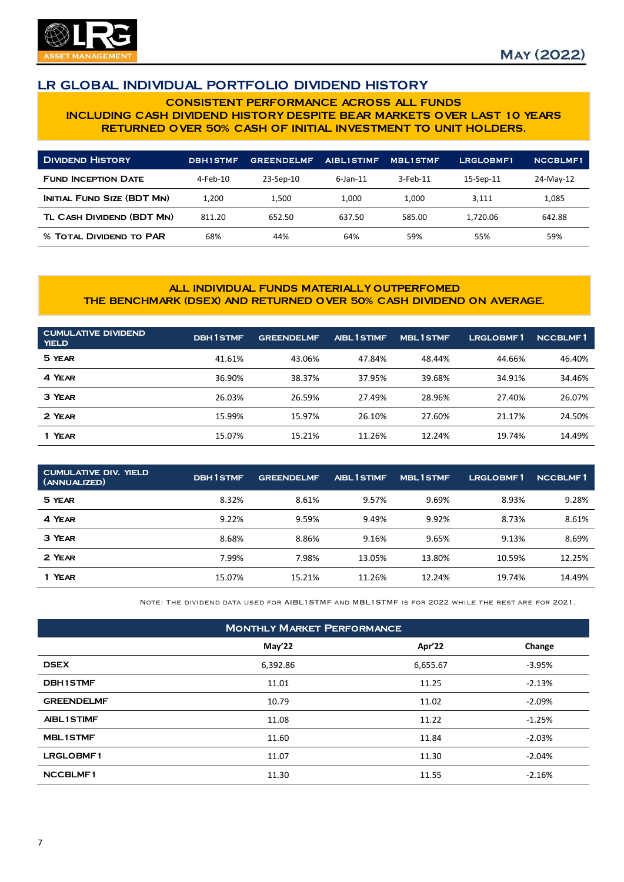## LR GLOBAL INDIVIDUAL PORTFOLIO DIVIDEND HISTORY

**CONSISTENT PERFORMANCE ACROSS ALL FUNDS INCLUDING CASH DIVIDEND HISTORY DESPITE BEAR MARKETS OVER LAST 10 YEARS RETURNED OVER 50% CASH OF INITIAL INVESTMENT TO UNIT HOLDERS.**

| Dividend History | DBH1STMF | GREENDELMF | AIBL1STIMF | MBL1STMF | LRGLOBMF1 | NCCBLMF1 |
|---|---|---|---|---|---|---|
| Fund Inception Date | 4-Feb-10 | 23-Sep-10 | 6-Jan-11 | 3-Feb-11 | 15-Sep-11 | 24-May-12 |
| Initial Fund Size (BDT Mn) | 1,200 | 1,500 | 1,000 | 1,000 | 3,111 | 1,085 |
| TL Cash Dividend (BDT Mn) | 811.20 | 652.50 | 637.50 | 585.00 | 1,720.06 | 642.88 |
| % Total Dividend to PAR | 68% | 44% | 64% | 59% | 55% | 59% |

**ALL INDIVIDUAL FUNDS MATERIALLY OUTPERFOMED THE BENCHMARK (DSEX) AND RETURNED OVER 50% CASH DIVIDEND ON AVERAGE.**

| Cumulative Dividend Yield | DBH1STMF | GREENDELMF | AIBL1STIMF | MBL1STMF | LRGLOBMF1 | NCCBLMF1 |
|---|---|---|---|---|---|---|
| 5 Year | 41.61% | 43.06% | 47.84% | 48.44% | 44.66% | 46.40% |
| 4 Year | 36.90% | 38.37% | 37.95% | 39.68% | 34.91% | 34.46% |
| 3 Year | 26.03% | 26.59% | 27.49% | 28.96% | 27.40% | 26.07% |
| 2 Year | 15.99% | 15.97% | 26.10% | 27.60% | 21.17% | 24.50% |
| 1 Year | 15.07% | 15.21% | 11.26% | 12.24% | 19.74% | 14.49% |

| Cumulative Div. Yield (Annualized) | DBH1STMF | GREENDELMF | AIBL1STIMF | MBL1STMF | LRGLOBMF1 | NCCBLMF1 |
|---|---|---|---|---|---|---|
| 5 Year | 8.32% | 8.61% | 9.57% | 9.69% | 8.93% | 9.28% |
| 4 Year | 9.22% | 9.59% | 9.49% | 9.92% | 8.73% | 8.61% |
| 3 Year | 8.68% | 8.86% | 9.16% | 9.65% | 9.13% | 8.69% |
| 2 Year | 7.99% | 7.98% | 13.05% | 13.80% | 10.59% | 12.25% |
| 1 Year | 15.07% | 15.21% | 11.26% | 12.24% | 19.74% | 14.49% |

Note: The dividend data used for AIBL1STMF and MBL1STMF is for 2022 while the rest are for 2021.

| Monthly Market Performance | | | |
|---|---|---|---|
| | May'22 | Apr'22 | Change |
| DSEX | 6,392.86 | 6,655.67 | -3.95% |
| DBH1STMF | 11.01 | 11.25 | -2.13% |
| GREENDELMF | 10.79 | 11.02 | -2.09% |
| AIBL1STIMF | 11.08 | 11.22 | -1.25% |
| MBL1STMF | 11.60 | 11.84 | -2.03% |
| LRGLOBMF1 | 11.07 | 11.30 | -2.04% |
| NCCBLMF1 | 11.30 | 11.55 | -2.16% |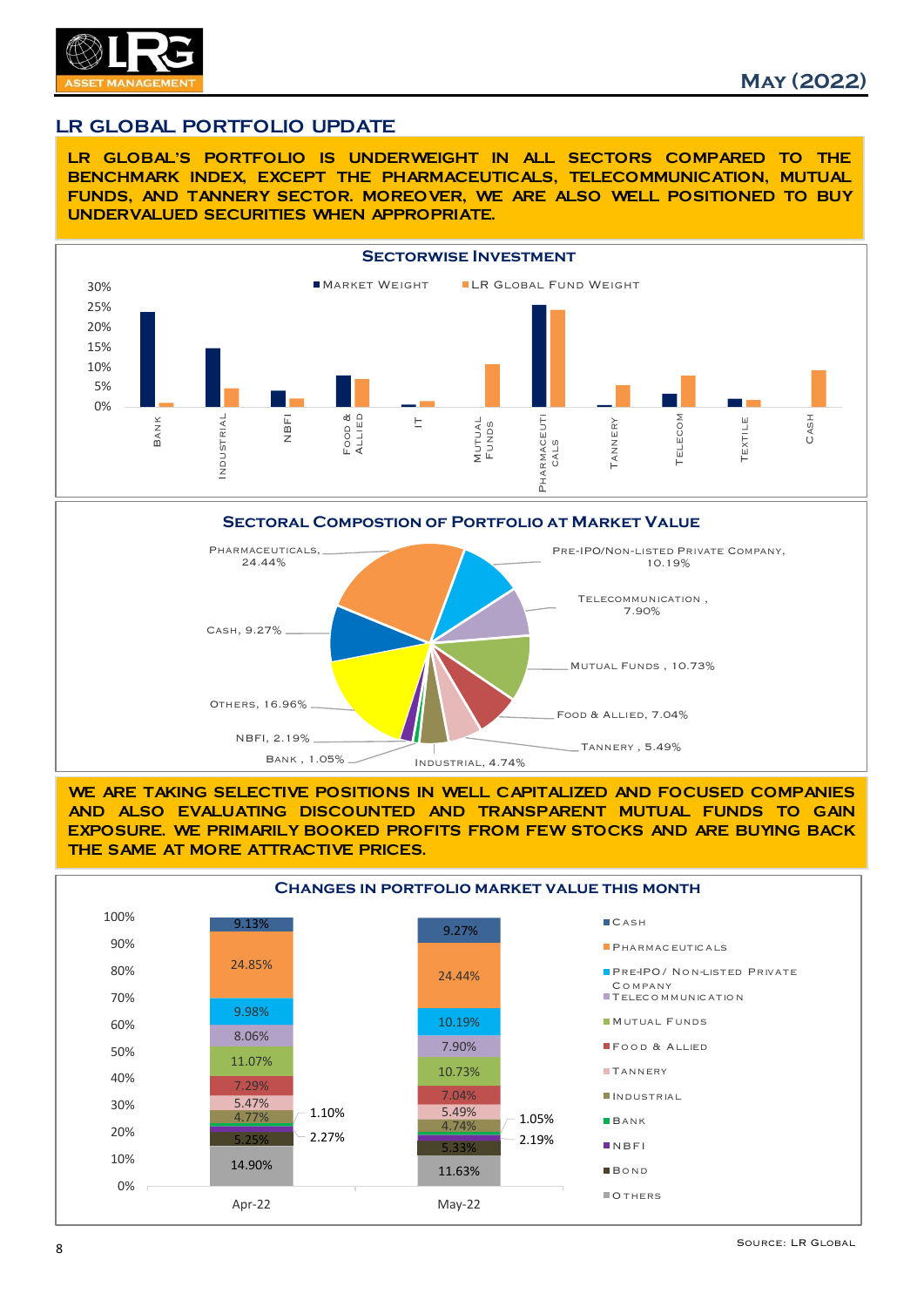## LR GLOBAL PORTFOLIO UPDATE

**LR GLOBAL'S PORTFOLIO IS UNDERWEIGHT IN ALL SECTORS COMPARED TO THE BENCHMARK INDEX, EXCEPT THE PHARMACEUTICALS, TELECOMMUNICATION, MUTUAL FUNDS, AND TANNERY SECTOR. MOREOVER, WE ARE ALSO WELL POSITIONED TO BUY UNDERVALUED SECURITIES WHEN APPROPRIATE.**

### Sectorwise Investment

Market Weight / LR Global Fund Weight

Sectors: Bank, Industrial, NBFI, Food & Allied, IT, Mutual Funds, Pharmaceuticals, Tannery, Telecom, Textile, Cash

### Sectoral Compostion of Portfolio at Market Value

| Sector | Weight |
|---|---|
| Pharmaceuticals | 24.44% |
| Pre-IPO/Non-listed Private Company | 10.19% |
| Telecommunication | 7.90% |
| Mutual Funds | 10.73% |
| Food & Allied | 7.04% |
| Tannery | 5.49% |
| Industrial | 4.74% |
| Bank | 1.05% |
| NBFI | 2.19% |
| Others | 16.96% |
| Cash | 9.27% |

**WE ARE TAKING SELECTIVE POSITIONS IN WELL CAPITALIZED AND FOCUSED COMPANIES AND ALSO EVALUATING DISCOUNTED AND TRANSPARENT MUTUAL FUNDS TO GAIN EXPOSURE. WE PRIMARILY BOOKED PROFITS FROM FEW STOCKS AND ARE BUYING BACK THE SAME AT MORE ATTRACTIVE PRICES.**

### Changes in Portfolio Market Value This Month

| Sector | Apr-22 | May-22 |
|---|---|---|
| Cash | 9.13% | 9.27% |
| Pharmaceuticals | 24.85% | 24.44% |
| Pre-IPO/ Non-listed Private Company | 9.98% | 10.19% |
| Telecommunication | 8.06% | 7.90% |
| Mutual Funds | 11.07% | 10.73% |
| Food & Allied | 7.29% | 7.04% |
| Tannery | 5.47% | 5.49% |
| Industrial | 4.77% | 4.74% |
| Bank | 1.10% | 1.05% |
| NBFI | 2.27% | 2.19% |
| Bond | 5.25% | 5.33% |
| Others | 14.90% | 11.63% |

Source: LR Global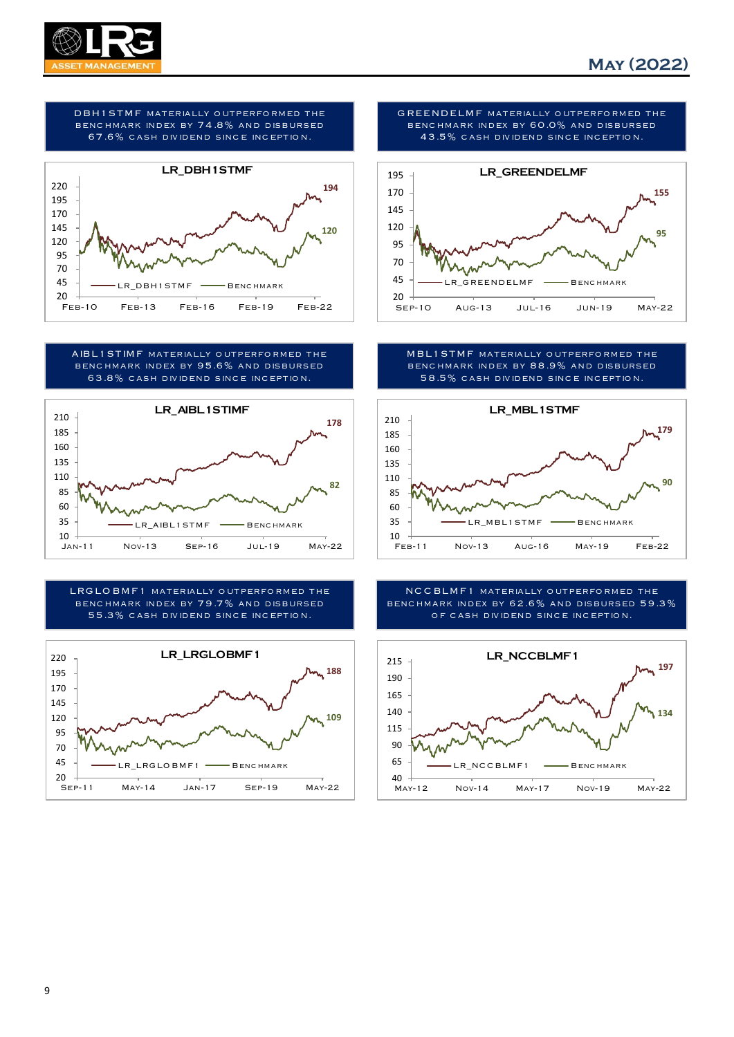DBH1STMF MATERIALLY OUTPERFORMED THE BENCHMARK INDEX BY 74.8% AND DISBURSED 67.6% CASH DIVIDEND SINCE INCEPTION.

LR_DBH1STMF

220
195
170
145
120
95
70
45
20

194
120

LR_DBH1STMF
BENCHMARK

FEB-10 FEB-13 FEB-16 FEB-19 FEB-22

GREENDELMF MATERIALLY OUTPERFORMED THE BENCHMARK INDEX BY 60.0% AND DISBURSED 43.5% CASH DIVIDEND SINCE INCEPTION.

LR_GREENDELMF

195
170
145
120
95
70
45
20

155
95

LR_GREENDELMF
BENCHMARK

SEP-10 AUG-13 JUL-16 JUN-19 MAY-22

AIBL1STIMF MATERIALLY OUTPERFORMED THE BENCHMARK INDEX BY 95.6% AND DISBURSED 63.8% CASH DIVIDEND SINCE INCEPTION.

LR_AIBL1STIMF

210
185
160
135
110
85
60
35
10

178
82

LR_AIBL1STIMF
BENCHMARK

JAN-11 NOV-13 SEP-16 JUL-19 MAY-22

MBL1STMF MATERIALLY OUTPERFORMED THE BENCHMARK INDEX BY 88.9% AND DISBURSED 58.5% CASH DIVIDEND SINCE INCEPTION.

LR_MBL1STMF

210
185
160
135
110
85
60
35
10

179
90

LR_MBL1STMF
BENCHMARK

FEB-11 NOV-13 AUG-16 MAY-19 FEB-22

LRGLOBMF1 MATERIALLY OUTPERFORMED THE BENCHMARK INDEX BY 79.7% AND DISBURSED 55.3% CASH DIVIDEND SINCE INCEPTION.

LR_LRGLOBMF1

220
195
170
145
120
95
70
45
20

188
109

LR_LRGLOBMF1
BENCHMARK

SEP-11 MAY-14 JAN-17 SEP-19 MAY-22

NCCBLMF1 MATERIALLY OUTPERFORMED THE BENCHMARK INDEX BY 62.6% AND DISBURSED 59.3% OF CASH DIVIDEND SINCE INCEPTION.

LR_NCCBLMF1

215
190
165
140
115
90
65
40

197
134

LR_NCCBLMF1
BENCHMARK

MAY-12 NOV-14 MAY-17 NOV-19 MAY-22